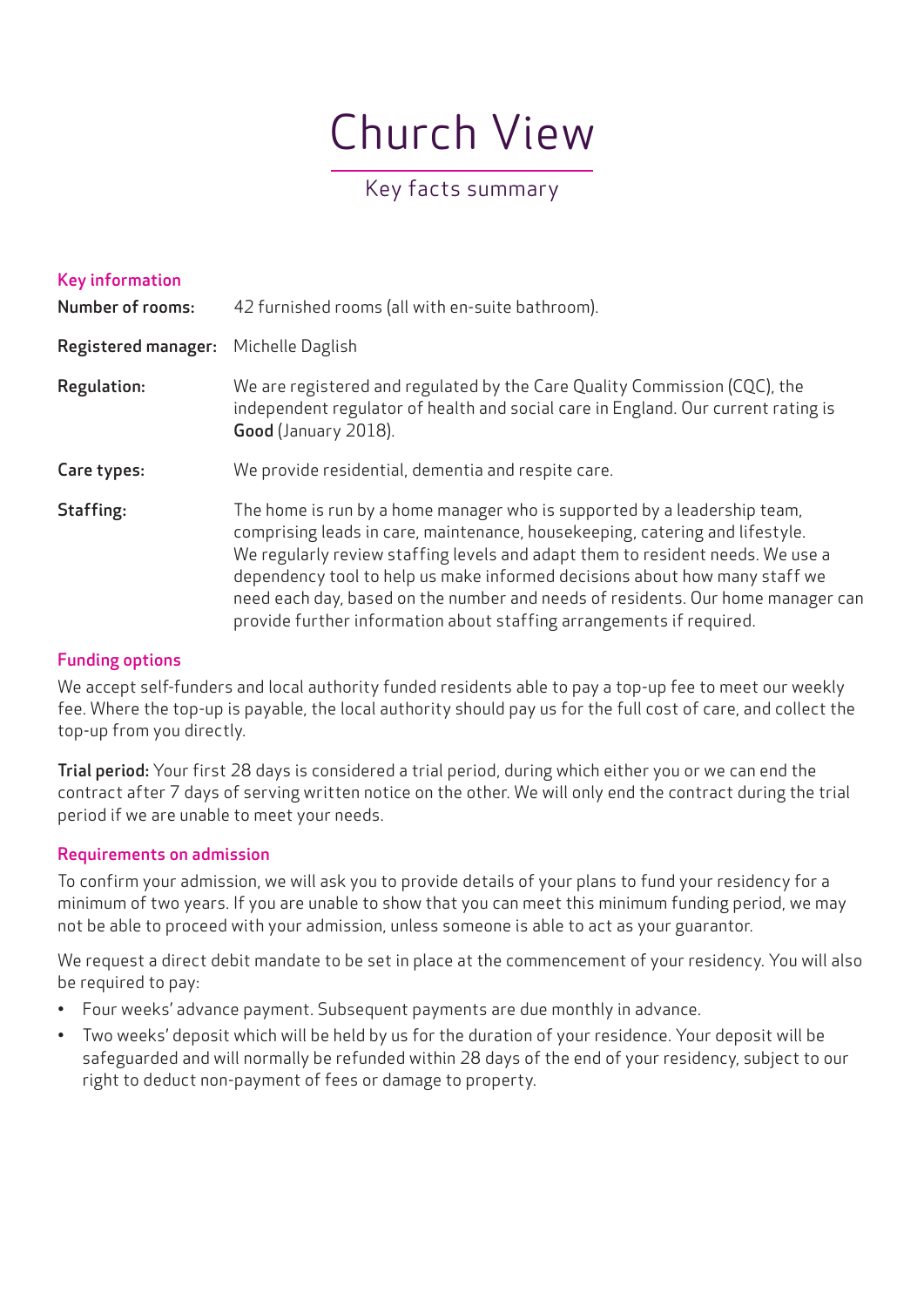# Church View

Key facts summary

## Key information

| | |
|---|---|
| **Number of rooms:** | 42 furnished rooms (all with en-suite bathroom). |
| **Registered manager:** | Michelle Daglish |
| **Regulation:** | We are registered and regulated by the Care Quality Commission (CQC), the independent regulator of health and social care in England. Our current rating is **Good** (January 2018). |
| **Care types:** | We provide residential, dementia and respite care. |
| **Staffing:** | The home is run by a home manager who is supported by a leadership team, comprising leads in care, maintenance, housekeeping, catering and lifestyle. We regularly review staffing levels and adapt them to resident needs. We use a dependency tool to help us make informed decisions about how many staff we need each day, based on the number and needs of residents. Our home manager can provide further information about staffing arrangements if required. |

## Funding options

We accept self-funders and local authority funded residents able to pay a top-up fee to meet our weekly fee. Where the top-up is payable, the local authority should pay us for the full cost of care, and collect the top-up from you directly.

**Trial period:** Your first 28 days is considered a trial period, during which either you or we can end the contract after 7 days of serving written notice on the other. We will only end the contract during the trial period if we are unable to meet your needs.

## Requirements on admission

To confirm your admission, we will ask you to provide details of your plans to fund your residency for a minimum of two years. If you are unable to show that you can meet this minimum funding period, we may not be able to proceed with your admission, unless someone is able to act as your guarantor.

We request a direct debit mandate to be set in place at the commencement of your residency. You will also be required to pay:

- Four weeks' advance payment. Subsequent payments are due monthly in advance.
- Two weeks' deposit which will be held by us for the duration of your residence. Your deposit will be safeguarded and will normally be refunded within 28 days of the end of your residency, subject to our right to deduct non-payment of fees or damage to property.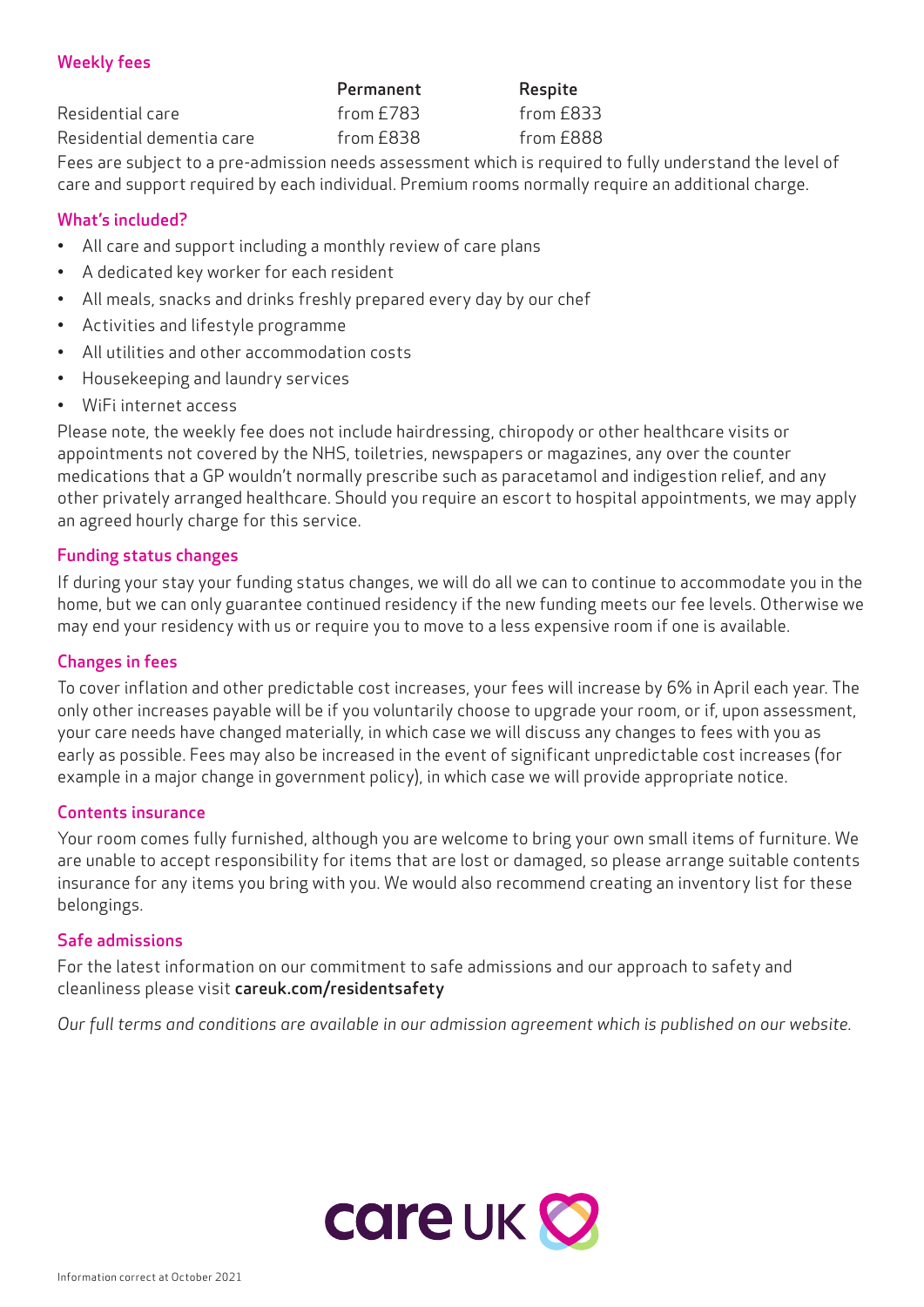## Weekly fees

| | Permanent | Respite |
|---|---|---|
| Residential care | from £783 | from £833 |
| Residential dementia care | from £838 | from £888 |

Fees are subject to a pre-admission needs assessment which is required to fully understand the level of care and support required by each individual. Premium rooms normally require an additional charge.

## What's included?

- All care and support including a monthly review of care plans
- A dedicated key worker for each resident
- All meals, snacks and drinks freshly prepared every day by our chef
- Activities and lifestyle programme
- All utilities and other accommodation costs
- Housekeeping and laundry services
- WiFi internet access

Please note, the weekly fee does not include hairdressing, chiropody or other healthcare visits or appointments not covered by the NHS, toiletries, newspapers or magazines, any over the counter medications that a GP wouldn't normally prescribe such as paracetamol and indigestion relief, and any other privately arranged healthcare. Should you require an escort to hospital appointments, we may apply an agreed hourly charge for this service.

## Funding status changes

If during your stay your funding status changes, we will do all we can to continue to accommodate you in the home, but we can only guarantee continued residency if the new funding meets our fee levels. Otherwise we may end your residency with us or require you to move to a less expensive room if one is available.

## Changes in fees

To cover inflation and other predictable cost increases, your fees will increase by 6% in April each year. The only other increases payable will be if you voluntarily choose to upgrade your room, or if, upon assessment, your care needs have changed materially, in which case we will discuss any changes to fees with you as early as possible. Fees may also be increased in the event of significant unpredictable cost increases (for example in a major change in government policy), in which case we will provide appropriate notice.

## Contents insurance

Your room comes fully furnished, although you are welcome to bring your own small items of furniture. We are unable to accept responsibility for items that are lost or damaged, so please arrange suitable contents insurance for any items you bring with you. We would also recommend creating an inventory list for these belongings.

## Safe admissions

For the latest information on our commitment to safe admissions and our approach to safety and cleanliness please visit careuk.com/residentsafety

*Our full terms and conditions are available in our admission agreement which is published on our website.*

care UK

Information correct at October 2021